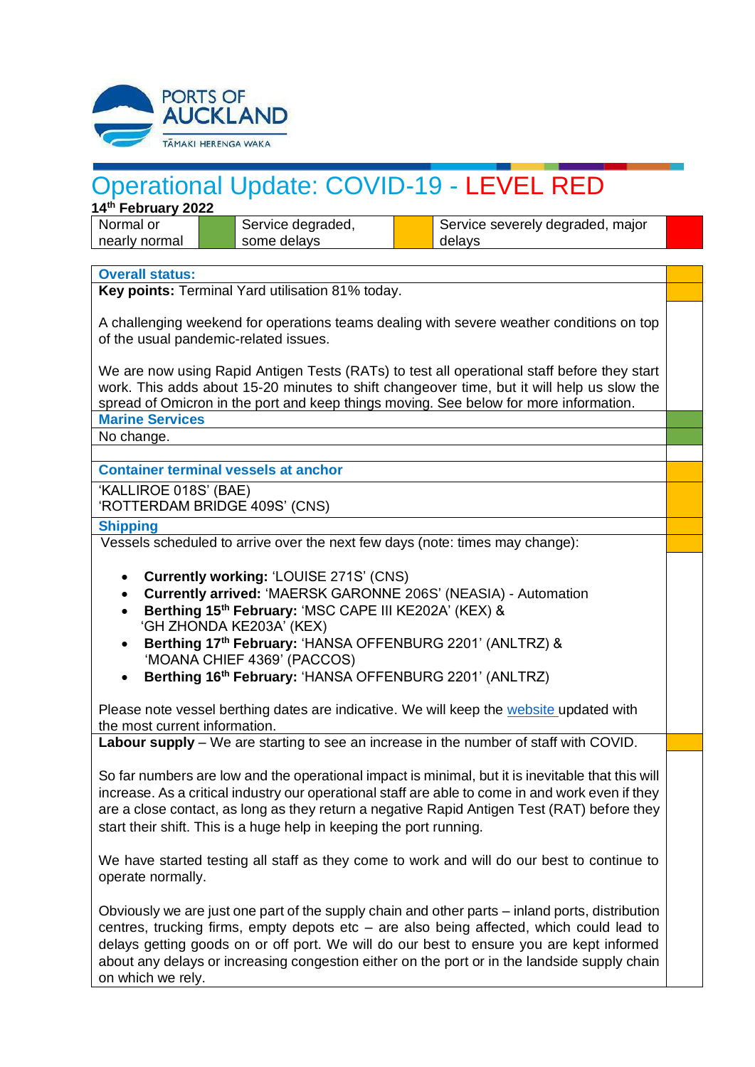# Operational Update: COVID-19 - LEVEL RED

**14th February 2022**

| Normal or nearly normal | (green) | Service degraded, some delays | (amber) | Service severely degraded, major delays | (red) |
|---|---|---|---|---|---|

**Overall status:**

**Key points:** Terminal Yard utilisation 81% today.

A challenging weekend for operations teams dealing with severe weather conditions on top of the usual pandemic-related issues.

We are now using Rapid Antigen Tests (RATs) to test all operational staff before they start work. This adds about 15-20 minutes to shift changeover time, but it will help us slow the spread of Omicron in the port and keep things moving. See below for more information.

**Marine Services**

No change.

**Container terminal vessels at anchor**

'KALLIROE 018S' (BAE)
'ROTTERDAM BRIDGE 409S' (CNS)

**Shipping**

Vessels scheduled to arrive over the next few days (note: times may change):

- **Currently working:** 'LOUISE 271S' (CNS)
- **Currently arrived:** 'MAERSK GARONNE 206S' (NEASIA) - Automation
- **Berthing 15th February:** 'MSC CAPE III KE202A' (KEX) & 'GH ZHONDA KE203A' (KEX)
- **Berthing 17th February:** 'HANSA OFFENBURG 2201' (ANLTRZ) & 'MOANA CHIEF 4369' (PACCOS)
- **Berthing 16th February:** 'HANSA OFFENBURG 2201' (ANLTRZ)

Please note vessel berthing dates are indicative. We will keep the website updated with the most current information.

**Labour supply** – We are starting to see an increase in the number of staff with COVID.

So far numbers are low and the operational impact is minimal, but it is inevitable that this will increase. As a critical industry our operational staff are able to come in and work even if they are a close contact, as long as they return a negative Rapid Antigen Test (RAT) before they start their shift. This is a huge help in keeping the port running.

We have started testing all staff as they come to work and will do our best to continue to operate normally.

Obviously we are just one part of the supply chain and other parts – inland ports, distribution centres, trucking firms, empty depots etc – are also being affected, which could lead to delays getting goods on or off port. We will do our best to ensure you are kept informed about any delays or increasing congestion either on the port or in the landside supply chain on which we rely.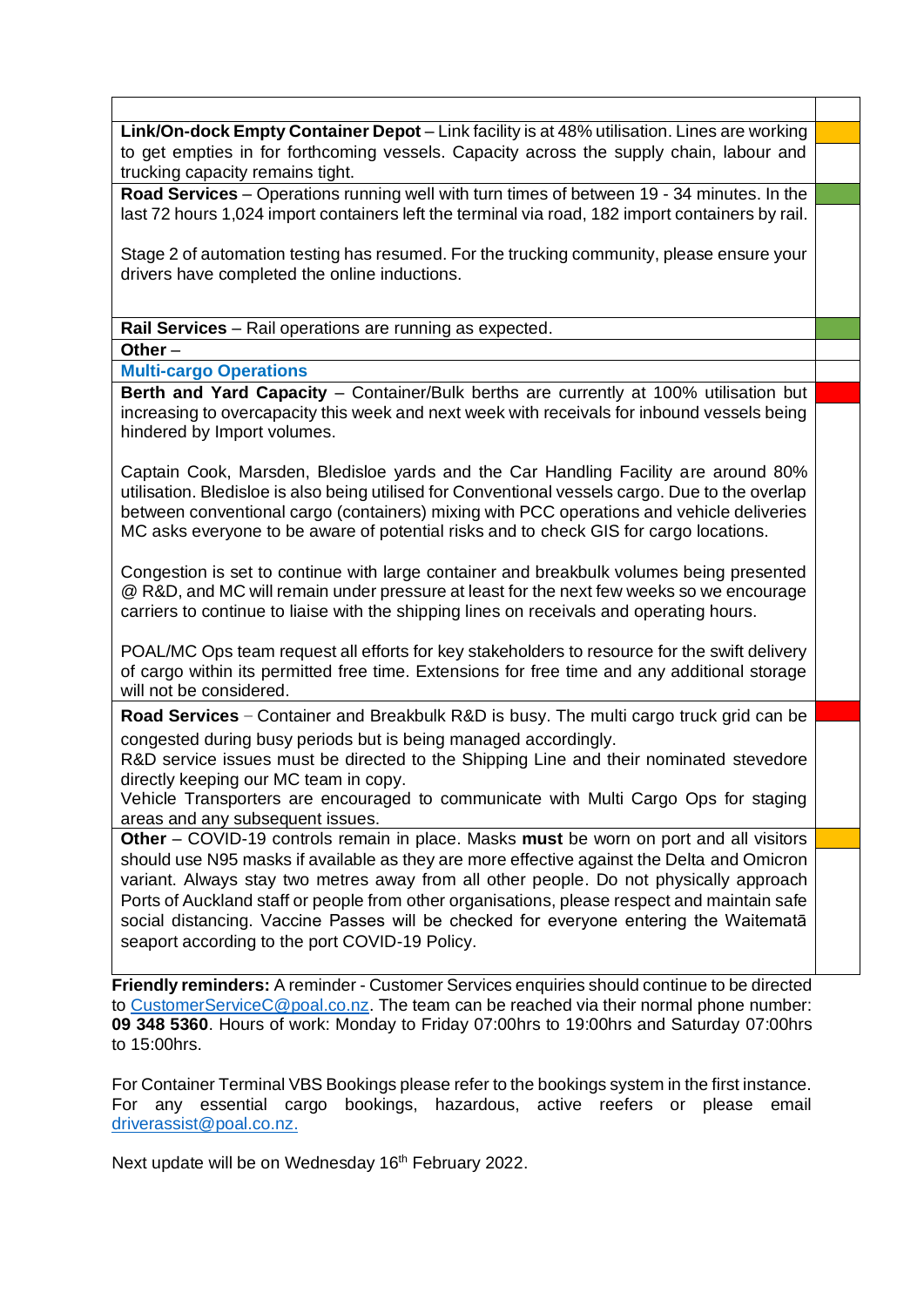| | |
|---|---|
| | |
| **Link/On-dock Empty Container Depot** – Link facility is at 48% utilisation. Lines are working to get empties in for forthcoming vessels. Capacity across the supply chain, labour and trucking capacity remains tight. | |
| **Road Services** – Operations running well with turn times of between 19 - 34 minutes. In the last 72 hours 1,024 import containers left the terminal via road, 182 import containers by rail.<br><br>Stage 2 of automation testing has resumed. For the trucking community, please ensure your drivers have completed the online inductions. | |
| **Rail Services** – Rail operations are running as expected. | |
| **Other** – | |
| **Multi-cargo Operations** | |
| **Berth and Yard Capacity** – Container/Bulk berths are currently at 100% utilisation but increasing to overcapacity this week and next week with receivals for inbound vessels being hindered by Import volumes.<br><br>Captain Cook, Marsden, Bledisloe yards and the Car Handling Facility are around 80% utilisation. Bledisloe is also being utilised for Conventional vessels cargo. Due to the overlap between conventional cargo (containers) mixing with PCC operations and vehicle deliveries MC asks everyone to be aware of potential risks and to check GIS for cargo locations.<br><br>Congestion is set to continue with large container and breakbulk volumes being presented @ R&D, and MC will remain under pressure at least for the next few weeks so we encourage carriers to continue to liaise with the shipping lines on receivals and operating hours.<br><br>POAL/MC Ops team request all efforts for key stakeholders to resource for the swift delivery of cargo within its permitted free time. Extensions for free time and any additional storage will not be considered. | |
| **Road Services** – Container and Breakbulk R&D is busy. The multi cargo truck grid can be congested during busy periods but is being managed accordingly.<br>R&D service issues must be directed to the Shipping Line and their nominated stevedore directly keeping our MC team in copy.<br>Vehicle Transporters are encouraged to communicate with Multi Cargo Ops for staging areas and any subsequent issues. | |
| **Other** – COVID-19 controls remain in place. Masks **must** be worn on port and all visitors should use N95 masks if available as they are more effective against the Delta and Omicron variant. Always stay two metres away from all other people. Do not physically approach Ports of Auckland staff or people from other organisations, please respect and maintain safe social distancing. Vaccine Passes will be checked for everyone entering the Waitematā seaport according to the port COVID-19 Policy. | |

**Friendly reminders:** A reminder - Customer Services enquiries should continue to be directed to CustomerServiceC@poal.co.nz. The team can be reached via their normal phone number: **09 348 5360**. Hours of work: Monday to Friday 07:00hrs to 19:00hrs and Saturday 07:00hrs to 15:00hrs.

For Container Terminal VBS Bookings please refer to the bookings system in the first instance. For any essential cargo bookings, hazardous, active reefers or please email driverassist@poal.co.nz.

Next update will be on Wednesday 16th February 2022.